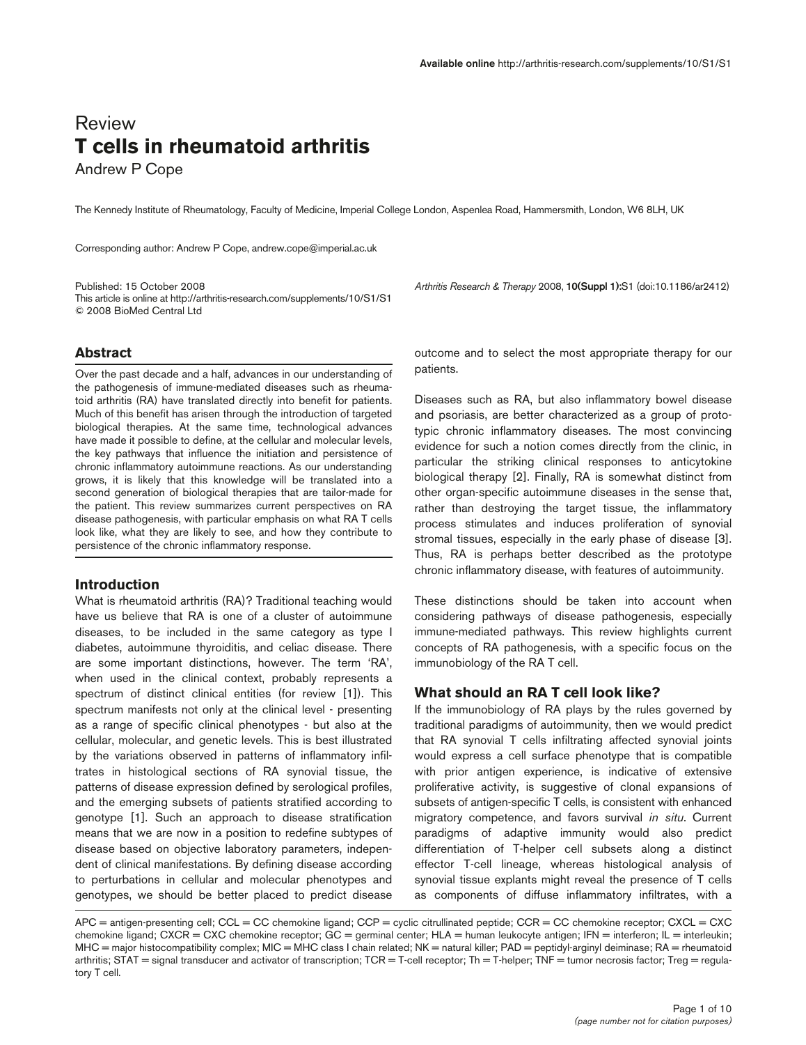Review

# T cells in rheumatoid arthritis

Andrew P Cope

The Kennedy Institute of Rheumatology, Faculty of Medicine, Imperial College London, Aspenlea Road, Hammersmith, London, W6 8LH, UK

Corresponding author: Andrew P Cope, andrew.cope@imperial.ac.uk

Published: 15 October 2008
This article is online at http://arthritis-research.com/supplements/10/S1/S1
© 2008 BioMed Central Ltd

*Arthritis Research & Therapy* 2008, **10(Suppl 1):**S1 (doi:10.1186/ar2412)

## Abstract

Over the past decade and a half, advances in our understanding of the pathogenesis of immune-mediated diseases such as rheumatoid arthritis (RA) have translated directly into benefit for patients. Much of this benefit has arisen through the introduction of targeted biological therapies. At the same time, technological advances have made it possible to define, at the cellular and molecular levels, the key pathways that influence the initiation and persistence of chronic inflammatory autoimmune reactions. As our understanding grows, it is likely that this knowledge will be translated into a second generation of biological therapies that are tailor-made for the patient. This review summarizes current perspectives on RA disease pathogenesis, with particular emphasis on what RA T cells look like, what they are likely to see, and how they contribute to persistence of the chronic inflammatory response.

## Introduction

What is rheumatoid arthritis (RA)? Traditional teaching would have us believe that RA is one of a cluster of autoimmune diseases, to be included in the same category as type I diabetes, autoimmune thyroiditis, and celiac disease. There are some important distinctions, however. The term 'RA', when used in the clinical context, probably represents a spectrum of distinct clinical entities (for review [1]). This spectrum manifests not only at the clinical level - presenting as a range of specific clinical phenotypes - but also at the cellular, molecular, and genetic levels. This is best illustrated by the variations observed in patterns of inflammatory infiltrates in histological sections of RA synovial tissue, the patterns of disease expression defined by serological profiles, and the emerging subsets of patients stratified according to genotype [1]. Such an approach to disease stratification means that we are now in a position to redefine subtypes of disease based on objective laboratory parameters, independent of clinical manifestations. By defining disease according to perturbations in cellular and molecular phenotypes and genotypes, we should be better placed to predict disease outcome and to select the most appropriate therapy for our patients.

Diseases such as RA, but also inflammatory bowel disease and psoriasis, are better characterized as a group of prototypic chronic inflammatory diseases. The most convincing evidence for such a notion comes directly from the clinic, in particular the striking clinical responses to anticytokine biological therapy [2]. Finally, RA is somewhat distinct from other organ-specific autoimmune diseases in the sense that, rather than destroying the target tissue, the inflammatory process stimulates and induces proliferation of synovial stromal tissues, especially in the early phase of disease [3]. Thus, RA is perhaps better described as the prototype chronic inflammatory disease, with features of autoimmunity.

These distinctions should be taken into account when considering pathways of disease pathogenesis, especially immune-mediated pathways. This review highlights current concepts of RA pathogenesis, with a specific focus on the immunobiology of the RA T cell.

## What should an RA T cell look like?

If the immunobiology of RA plays by the rules governed by traditional paradigms of autoimmunity, then we would predict that RA synovial T cells infiltrating affected synovial joints would express a cell surface phenotype that is compatible with prior antigen experience, is indicative of extensive proliferative activity, is suggestive of clonal expansions of subsets of antigen-specific T cells, is consistent with enhanced migratory competence, and favors survival *in situ*. Current paradigms of adaptive immunity would also predict differentiation of T-helper cell subsets along a distinct effector T-cell lineage, whereas histological analysis of synovial tissue explants might reveal the presence of T cells as components of diffuse inflammatory infiltrates, with a

APC = antigen-presenting cell; CCL = CC chemokine ligand; CCP = cyclic citrullinated peptide; CCR = CC chemokine receptor; CXCL = CXC chemokine ligand; CXCR = CXC chemokine receptor; GC = germinal center; HLA = human leukocyte antigen; IFN = interferon; IL = interleukin; MHC = major histocompatibility complex; MIC = MHC class I chain related; NK = natural killer; PAD = peptidyl-arginyl deiminase; RA = rheumatoid arthritis; STAT = signal transducer and activator of transcription; TCR = T-cell receptor; Th = T-helper; TNF = tumor necrosis factor; Treg = regulatory T cell.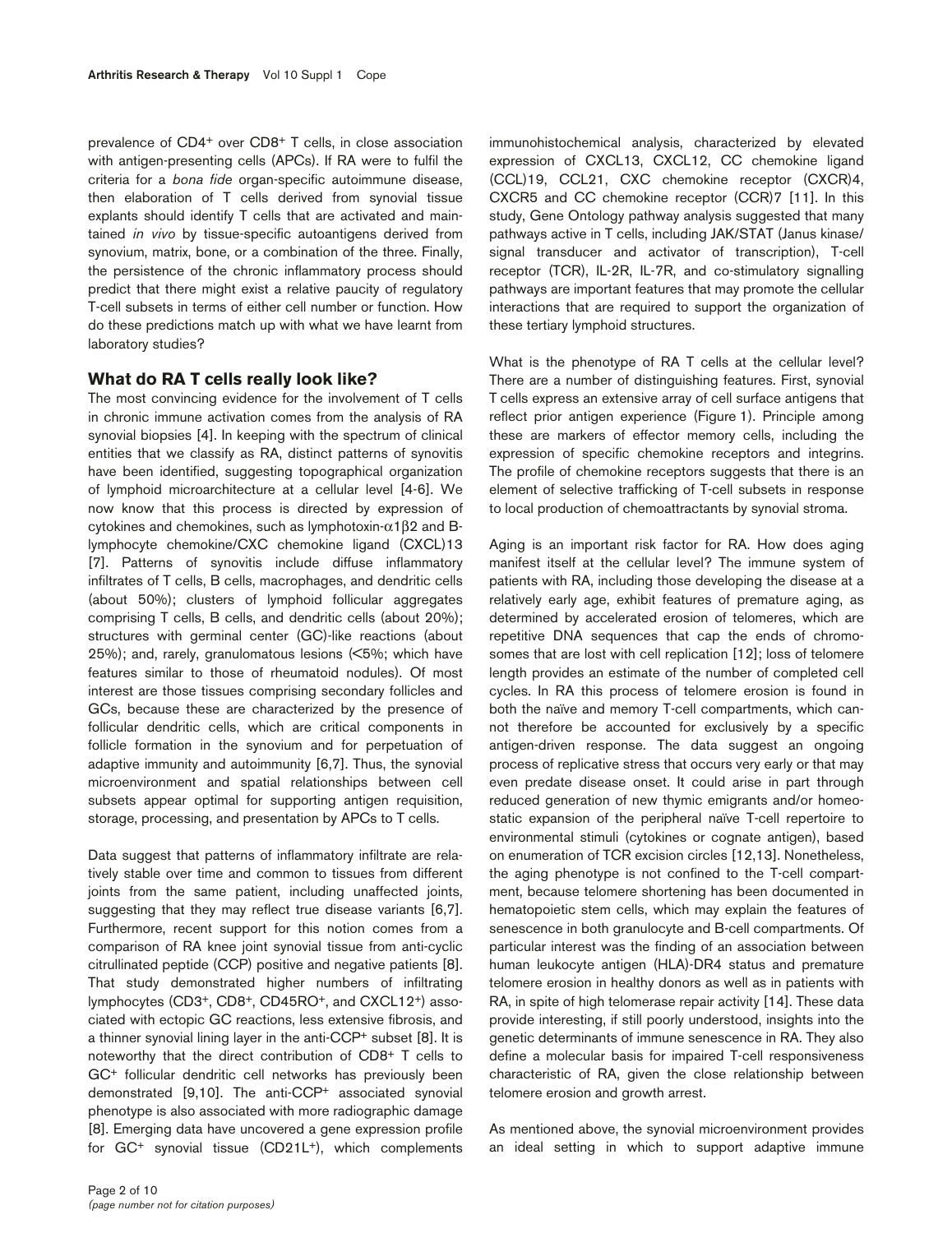prevalence of CD4+ over CD8+ T cells, in close association with antigen-presenting cells (APCs). If RA were to fulfil the criteria for a *bona fide* organ-specific autoimmune disease, then elaboration of T cells derived from synovial tissue explants should identify T cells that are activated and maintained *in vivo* by tissue-specific autoantigens derived from synovium, matrix, bone, or a combination of the three. Finally, the persistence of the chronic inflammatory process should predict that there might exist a relative paucity of regulatory T-cell subsets in terms of either cell number or function. How do these predictions match up with what we have learnt from laboratory studies?

## What do RA T cells really look like?

The most convincing evidence for the involvement of T cells in chronic immune activation comes from the analysis of RA synovial biopsies [4]. In keeping with the spectrum of clinical entities that we classify as RA, distinct patterns of synovitis have been identified, suggesting topographical organization of lymphoid microarchitecture at a cellular level [4-6]. We now know that this process is directed by expression of cytokines and chemokines, such as lymphotoxin-$\alpha 1\beta 2$ and B-lymphocyte chemokine/CXC chemokine ligand (CXCL)13 [7]. Patterns of synovitis include diffuse inflammatory infiltrates of T cells, B cells, macrophages, and dendritic cells (about 50%); clusters of lymphoid follicular aggregates comprising T cells, B cells, and dendritic cells (about 20%); structures with germinal center (GC)-like reactions (about 25%); and, rarely, granulomatous lesions (<5%; which have features similar to those of rheumatoid nodules). Of most interest are those tissues comprising secondary follicles and GCs, because these are characterized by the presence of follicular dendritic cells, which are critical components in follicle formation in the synovium and for perpetuation of adaptive immunity and autoimmunity [6,7]. Thus, the synovial microenvironment and spatial relationships between cell subsets appear optimal for supporting antigen requisition, storage, processing, and presentation by APCs to T cells.

Data suggest that patterns of inflammatory infiltrate are relatively stable over time and common to tissues from different joints from the same patient, including unaffected joints, suggesting that they may reflect true disease variants [6,7]. Furthermore, recent support for this notion comes from a comparison of RA knee joint synovial tissue from anti-cyclic citrullinated peptide (CCP) positive and negative patients [8]. That study demonstrated higher numbers of infiltrating lymphocytes (CD3+, CD8+, CD45RO+, and CXCL12+) associated with ectopic GC reactions, less extensive fibrosis, and a thinner synovial lining layer in the anti-CCP+ subset [8]. It is noteworthy that the direct contribution of CD8+ T cells to GC+ follicular dendritic cell networks has previously been demonstrated [9,10]. The anti-CCP+ associated synovial phenotype is also associated with more radiographic damage [8]. Emerging data have uncovered a gene expression profile for GC+ synovial tissue (CD21L+), which complements immunohistochemical analysis, characterized by elevated expression of CXCL13, CXCL12, CC chemokine ligand (CCL)19, CCL21, CXC chemokine receptor (CXCR)4, CXCR5 and CC chemokine receptor (CCR)7 [11]. In this study, Gene Ontology pathway analysis suggested that many pathways active in T cells, including JAK/STAT (Janus kinase/signal transducer and activator of transcription), T-cell receptor (TCR), IL-2R, IL-7R, and co-stimulatory signalling pathways are important features that may promote the cellular interactions that are required to support the organization of these tertiary lymphoid structures.

What is the phenotype of RA T cells at the cellular level? There are a number of distinguishing features. First, synovial T cells express an extensive array of cell surface antigens that reflect prior antigen experience (Figure 1). Principle among these are markers of effector memory cells, including the expression of specific chemokine receptors and integrins. The profile of chemokine receptors suggests that there is an element of selective trafficking of T-cell subsets in response to local production of chemoattractants by synovial stroma.

Aging is an important risk factor for RA. How does aging manifest itself at the cellular level? The immune system of patients with RA, including those developing the disease at a relatively early age, exhibit features of premature aging, as determined by accelerated erosion of telomeres, which are repetitive DNA sequences that cap the ends of chromosomes that are lost with cell replication [12]; loss of telomere length provides an estimate of the number of completed cell cycles. In RA this process of telomere erosion is found in both the naïve and memory T-cell compartments, which cannot therefore be accounted for exclusively by a specific antigen-driven response. The data suggest an ongoing process of replicative stress that occurs very early or that may even predate disease onset. It could arise in part through reduced generation of new thymic emigrants and/or homeostatic expansion of the peripheral naïve T-cell repertoire to environmental stimuli (cytokines or cognate antigen), based on enumeration of TCR excision circles [12,13]. Nonetheless, the aging phenotype is not confined to the T-cell compartment, because telomere shortening has been documented in hematopoietic stem cells, which may explain the features of senescence in both granulocyte and B-cell compartments. Of particular interest was the finding of an association between human leukocyte antigen (HLA)-DR4 status and premature telomere erosion in healthy donors as well as in patients with RA, in spite of high telomerase repair activity [14]. These data provide interesting, if still poorly understood, insights into the genetic determinants of immune senescence in RA. They also define a molecular basis for impaired T-cell responsiveness characteristic of RA, given the close relationship between telomere erosion and growth arrest.

As mentioned above, the synovial microenvironment provides an ideal setting in which to support adaptive immune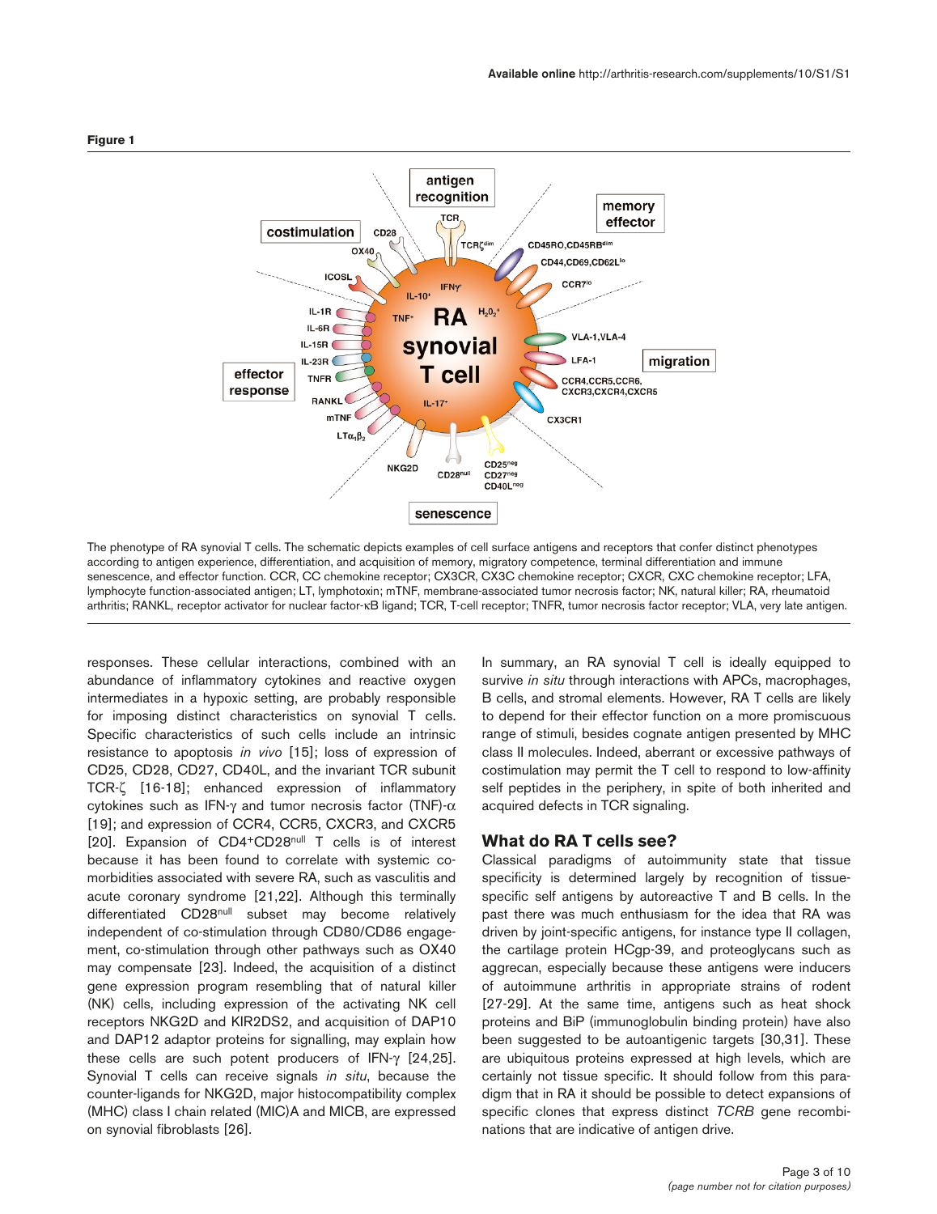**Figure 1**

The phenotype of RA synovial T cells. The schematic depicts examples of cell surface antigens and receptors that confer distinct phenotypes according to antigen experience, differentiation, and acquisition of memory, migratory competence, terminal differentiation and immune senescence, and effector function. CCR, CC chemokine receptor; CX3CR, CX3C chemokine receptor; CXCR, CXC chemokine receptor; LFA, lymphocyte function-associated antigen; LT, lymphotoxin; mTNF, membrane-associated tumor necrosis factor; NK, natural killer; RA, rheumatoid arthritis; RANKL, receptor activator for nuclear factor-κB ligand; TCR, T-cell receptor; TNFR, tumor necrosis factor receptor; VLA, very late antigen.

responses. These cellular interactions, combined with an abundance of inflammatory cytokines and reactive oxygen intermediates in a hypoxic setting, are probably responsible for imposing distinct characteristics on synovial T cells. Specific characteristics of such cells include an intrinsic resistance to apoptosis *in vivo* [15]; loss of expression of CD25, CD28, CD27, CD40L, and the invariant TCR subunit TCR-ζ [16-18]; enhanced expression of inflammatory cytokines such as IFN-γ and tumor necrosis factor (TNF)-α [19]; and expression of CCR4, CCR5, CXCR3, and CXCR5 [20]. Expansion of $CD4^{+}CD28^{null}$ T cells is of interest because it has been found to correlate with systemic co-morbidities associated with severe RA, such as vasculitis and acute coronary syndrome [21,22]. Although this terminally differentiated $CD28^{null}$ subset may become relatively independent of co-stimulation through CD80/CD86 engagement, co-stimulation through other pathways such as OX40 may compensate [23]. Indeed, the acquisition of a distinct gene expression program resembling that of natural killer (NK) cells, including expression of the activating NK cell receptors NKG2D and KIR2DS2, and acquisition of DAP10 and DAP12 adaptor proteins for signalling, may explain how these cells are such potent producers of IFN-γ [24,25]. Synovial T cells can receive signals *in situ*, because the counter-ligands for NKG2D, major histocompatibility complex (MHC) class I chain related (MIC)A and MICB, are expressed on synovial fibroblasts [26].

In summary, an RA synovial T cell is ideally equipped to survive *in situ* through interactions with APCs, macrophages, B cells, and stromal elements. However, RA T cells are likely to depend for their effector function on a more promiscuous range of stimuli, besides cognate antigen presented by MHC class II molecules. Indeed, aberrant or excessive pathways of costimulation may permit the T cell to respond to low-affinity self peptides in the periphery, in spite of both inherited and acquired defects in TCR signaling.

## What do RA T cells see?

Classical paradigms of autoimmunity state that tissue specificity is determined largely by recognition of tissue-specific self antigens by autoreactive T and B cells. In the past there was much enthusiasm for the idea that RA was driven by joint-specific antigens, for instance type II collagen, the cartilage protein HCgp-39, and proteoglycans such as aggrecan, especially because these antigens were inducers of autoimmune arthritis in appropriate strains of rodent [27-29]. At the same time, antigens such as heat shock proteins and BiP (immunoglobulin binding protein) have also been suggested to be autoantigenic targets [30,31]. These are ubiquitous proteins expressed at high levels, which are certainly not tissue specific. It should follow from this paradigm that in RA it should be possible to detect expansions of specific clones that express distinct *TCRB* gene recombinations that are indicative of antigen drive.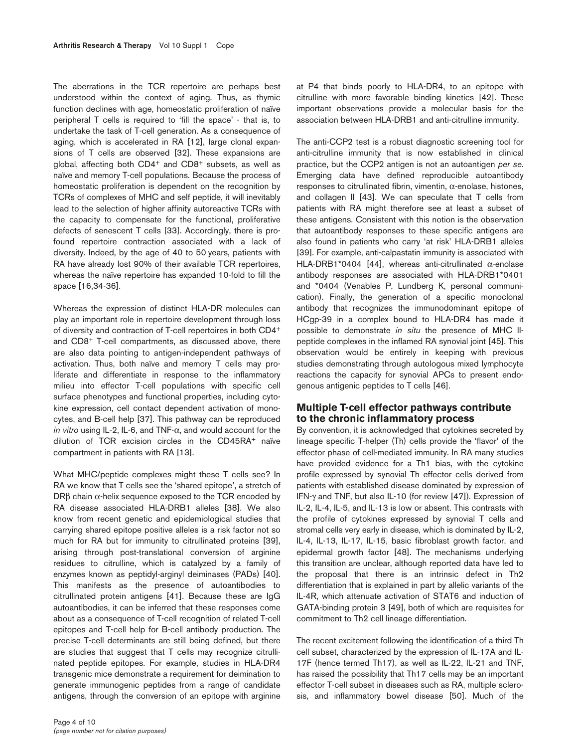The aberrations in the TCR repertoire are perhaps best understood within the context of aging. Thus, as thymic function declines with age, homeostatic proliferation of naïve peripheral T cells is required to 'fill the space' - that is, to undertake the task of T-cell generation. As a consequence of aging, which is accelerated in RA [12], large clonal expansions of T cells are observed [32]. These expansions are global, affecting both CD4+ and CD8+ subsets, as well as naïve and memory T-cell populations. Because the process of homeostatic proliferation is dependent on the recognition by TCRs of complexes of MHC and self peptide, it will inevitably lead to the selection of higher affinity autoreactive TCRs with the capacity to compensate for the functional, proliferative defects of senescent T cells [33]. Accordingly, there is profound repertoire contraction associated with a lack of diversity. Indeed, by the age of 40 to 50 years, patients with RA have already lost 90% of their available TCR repertoires, whereas the naïve repertoire has expanded 10-fold to fill the space [16,34-36].

Whereas the expression of distinct HLA-DR molecules can play an important role in repertoire development through loss of diversity and contraction of T-cell repertoires in both CD4+ and CD8+ T-cell compartments, as discussed above, there are also data pointing to antigen-independent pathways of activation. Thus, both naïve and memory T cells may proliferate and differentiate in response to the inflammatory milieu into effector T-cell populations with specific cell surface phenotypes and functional properties, including cytokine expression, cell contact dependent activation of monocytes, and B-cell help [37]. This pathway can be reproduced *in vitro* using IL-2, IL-6, and TNF-α, and would account for the dilution of TCR excision circles in the CD45RA+ naïve compartment in patients with RA [13].

What MHC/peptide complexes might these T cells see? In RA we know that T cells see the 'shared epitope', a stretch of DRβ chain α-helix sequence exposed to the TCR encoded by RA disease associated HLA-DRB1 alleles [38]. We also know from recent genetic and epidemiological studies that carrying shared epitope positive alleles is a risk factor not so much for RA but for immunity to citrullinated proteins [39], arising through post-translational conversion of arginine residues to citrulline, which is catalyzed by a family of enzymes known as peptidyl-arginyl deiminases (PADs) [40]. This manifests as the presence of autoantibodies to citrullinated protein antigens [41]. Because these are IgG autoantibodies, it can be inferred that these responses come about as a consequence of T-cell recognition of related T-cell epitopes and T-cell help for B-cell antibody production. The precise T-cell determinants are still being defined, but there are studies that suggest that T cells may recognize citrullinated peptide epitopes. For example, studies in HLA-DR4 transgenic mice demonstrate a requirement for deimination to generate immunogenic peptides from a range of candidate antigens, through the conversion of an epitope with arginine at P4 that binds poorly to HLA-DR4, to an epitope with citrulline with more favorable binding kinetics [42]. These important observations provide a molecular basis for the association between HLA-DRB1 and anti-citrulline immunity.

The anti-CCP2 test is a robust diagnostic screening tool for anti-citrulline immunity that is now established in clinical practice, but the CCP2 antigen is not an autoantigen *per se*. Emerging data have defined reproducible autoantibody responses to citrullinated fibrin, vimentin, α-enolase, histones, and collagen II [43]. We can speculate that T cells from patients with RA might therefore see at least a subset of these antigens. Consistent with this notion is the observation that autoantibody responses to these specific antigens are also found in patients who carry 'at risk' HLA-DRB1 alleles [39]. For example, anti-calpastatin immunity is associated with HLA-DRB1*0404 [44], whereas anti-citrullinated α-enolase antibody responses are associated with HLA-DRB1*0401 and *0404 (Venables P, Lundberg K, personal communication). Finally, the generation of a specific monoclonal antibody that recognizes the immunodominant epitope of HCgp-39 in a complex bound to HLA-DR4 has made it possible to demonstrate *in situ* the presence of MHC II-peptide complexes in the inflamed RA synovial joint [45]. This observation would be entirely in keeping with previous studies demonstrating through autologous mixed lymphocyte reactions the capacity for synovial APCs to present endogenous antigenic peptides to T cells [46].

## Multiple T-cell effector pathways contribute to the chronic inflammatory process

By convention, it is acknowledged that cytokines secreted by lineage specific T-helper (Th) cells provide the 'flavor' of the effector phase of cell-mediated immunity. In RA many studies have provided evidence for a Th1 bias, with the cytokine profile expressed by synovial Th effector cells derived from patients with established disease dominated by expression of IFN-γ and TNF, but also IL-10 (for review [47]). Expression of IL-2, IL-4, IL-5, and IL-13 is low or absent. This contrasts with the profile of cytokines expressed by synovial T cells and stromal cells very early in disease, which is dominated by IL-2, IL-4, IL-13, IL-17, IL-15, basic fibroblast growth factor, and epidermal growth factor [48]. The mechanisms underlying this transition are unclear, although reported data have led to the proposal that there is an intrinsic defect in Th2 differentiation that is explained in part by allelic variants of the IL-4R, which attenuate activation of STAT6 and induction of GATA-binding protein 3 [49], both of which are requisites for commitment to Th2 cell lineage differentiation.

The recent excitement following the identification of a third Th cell subset, characterized by the expression of IL-17A and IL-17F (hence termed Th17), as well as IL-22, IL-21 and TNF, has raised the possibility that Th17 cells may be an important effector T-cell subset in diseases such as RA, multiple sclerosis, and inflammatory bowel disease [50]. Much of the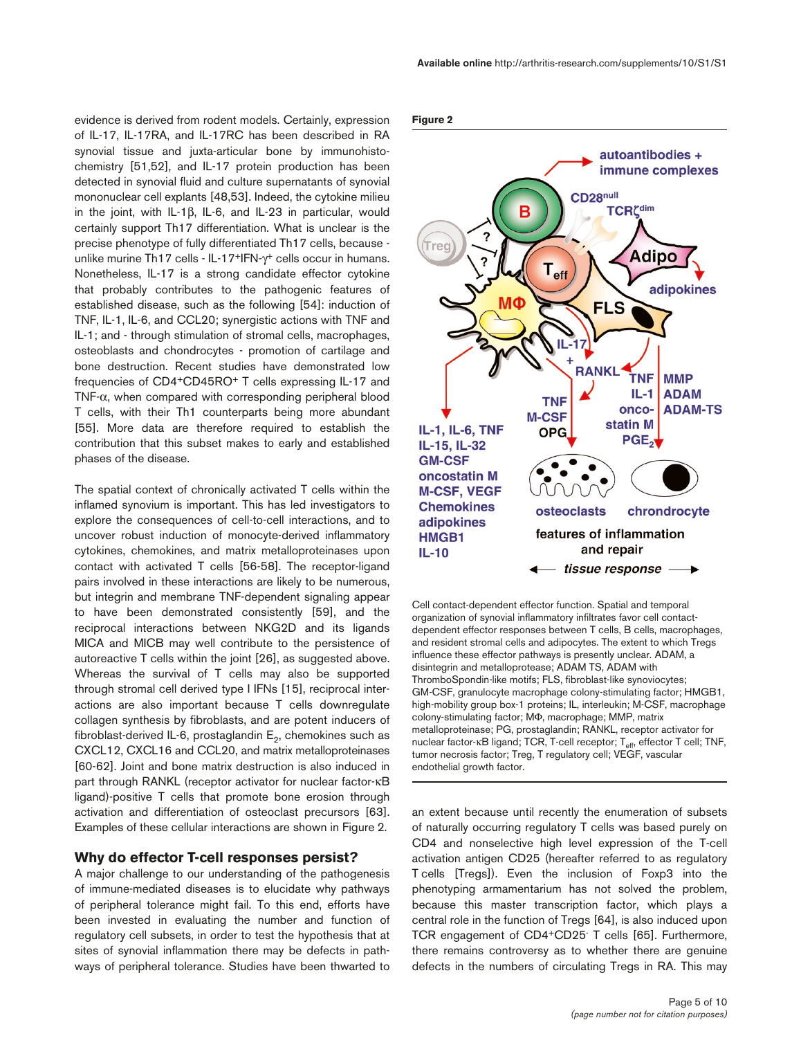evidence is derived from rodent models. Certainly, expression of IL-17, IL-17RA, and IL-17RC has been described in RA synovial tissue and juxta-articular bone by immunohistochemistry [51,52], and IL-17 protein production has been detected in synovial fluid and culture supernatants of synovial mononuclear cell explants [48,53]. Indeed, the cytokine milieu in the joint, with IL-1β, IL-6, and IL-23 in particular, would certainly support Th17 differentiation. What is unclear is the precise phenotype of fully differentiated Th17 cells, because - unlike murine Th17 cells - IL-17$^+$IFN-γ$^+$ cells occur in humans. Nonetheless, IL-17 is a strong candidate effector cytokine that probably contributes to the pathogenic features of established disease, such as the following [54]: induction of TNF, IL-1, IL-6, and CCL20; synergistic actions with TNF and IL-1; and - through stimulation of stromal cells, macrophages, osteoblasts and chondrocytes - promotion of cartilage and bone destruction. Recent studies have demonstrated low frequencies of CD4$^+$CD45RO$^+$ T cells expressing IL-17 and TNF-α, when compared with corresponding peripheral blood T cells, with their Th1 counterparts being more abundant [55]. More data are therefore required to establish the contribution that this subset makes to early and established phases of the disease.

The spatial context of chronically activated T cells within the inflamed synovium is important. This has led investigators to explore the consequences of cell-to-cell interactions, and to uncover robust induction of monocyte-derived inflammatory cytokines, chemokines, and matrix metalloproteinases upon contact with activated T cells [56-58]. The receptor-ligand pairs involved in these interactions are likely to be numerous, but integrin and membrane TNF-dependent signaling appear to have been demonstrated consistently [59], and the reciprocal interactions between NKG2D and its ligands MICA and MICB may well contribute to the persistence of autoreactive T cells within the joint [26], as suggested above. Whereas the survival of T cells may also be supported through stromal cell derived type I IFNs [15], reciprocal interactions are also important because T cells downregulate collagen synthesis by fibroblasts, and are potent inducers of fibroblast-derived IL-6, prostaglandin $E_2$, chemokines such as CXCL12, CXCL16 and CCL20, and matrix metalloproteinases [60-62]. Joint and bone matrix destruction is also induced in part through RANKL (receptor activator for nuclear factor-κB ligand)-positive T cells that promote bone erosion through activation and differentiation of osteoclast precursors [63]. Examples of these cellular interactions are shown in Figure 2.

**Figure 2**

Cell contact-dependent effector function. Spatial and temporal organization of synovial inflammatory infiltrates favor cell contact-dependent effector responses between T cells, B cells, macrophages, and resident stromal cells and adipocytes. The extent to which Tregs influence these effector pathways is presently unclear. ADAM, a disintegrin and metalloprotease; ADAM TS, ADAM with ThromboSpondin-like motifs; FLS, fibroblast-like synoviocytes; GM-CSF, granulocyte macrophage colony-stimulating factor; HMGB1, high-mobility group box-1 proteins; IL, interleukin; M-CSF, macrophage colony-stimulating factor; MΦ, macrophage; MMP, matrix metalloproteinase; PG, prostaglandin; RANKL, receptor activator for nuclear factor-κB ligand; TCR, T-cell receptor; $T_{eff}$, effector T cell; TNF, tumor necrosis factor; Treg, T regulatory cell; VEGF, vascular endothelial growth factor.

## Why do effector T-cell responses persist?

A major challenge to our understanding of the pathogenesis of immune-mediated diseases is to elucidate why pathways of peripheral tolerance might fail. To this end, efforts have been invested in evaluating the number and function of regulatory cell subsets, in order to test the hypothesis that at sites of synovial inflammation there may be defects in pathways of peripheral tolerance. Studies have been thwarted to an extent because until recently the enumeration of subsets of naturally occurring regulatory T cells was based purely on CD4 and nonselective high level expression of the T-cell activation antigen CD25 (hereafter referred to as regulatory T cells [Tregs]). Even the inclusion of Foxp3 into the phenotyping armamentarium has not solved the problem, because this master transcription factor, which plays a central role in the function of Tregs [64], is also induced upon TCR engagement of CD4$^+$CD25$^-$ T cells [65]. Furthermore, there remains controversy as to whether there are genuine defects in the numbers of circulating Tregs in RA. This may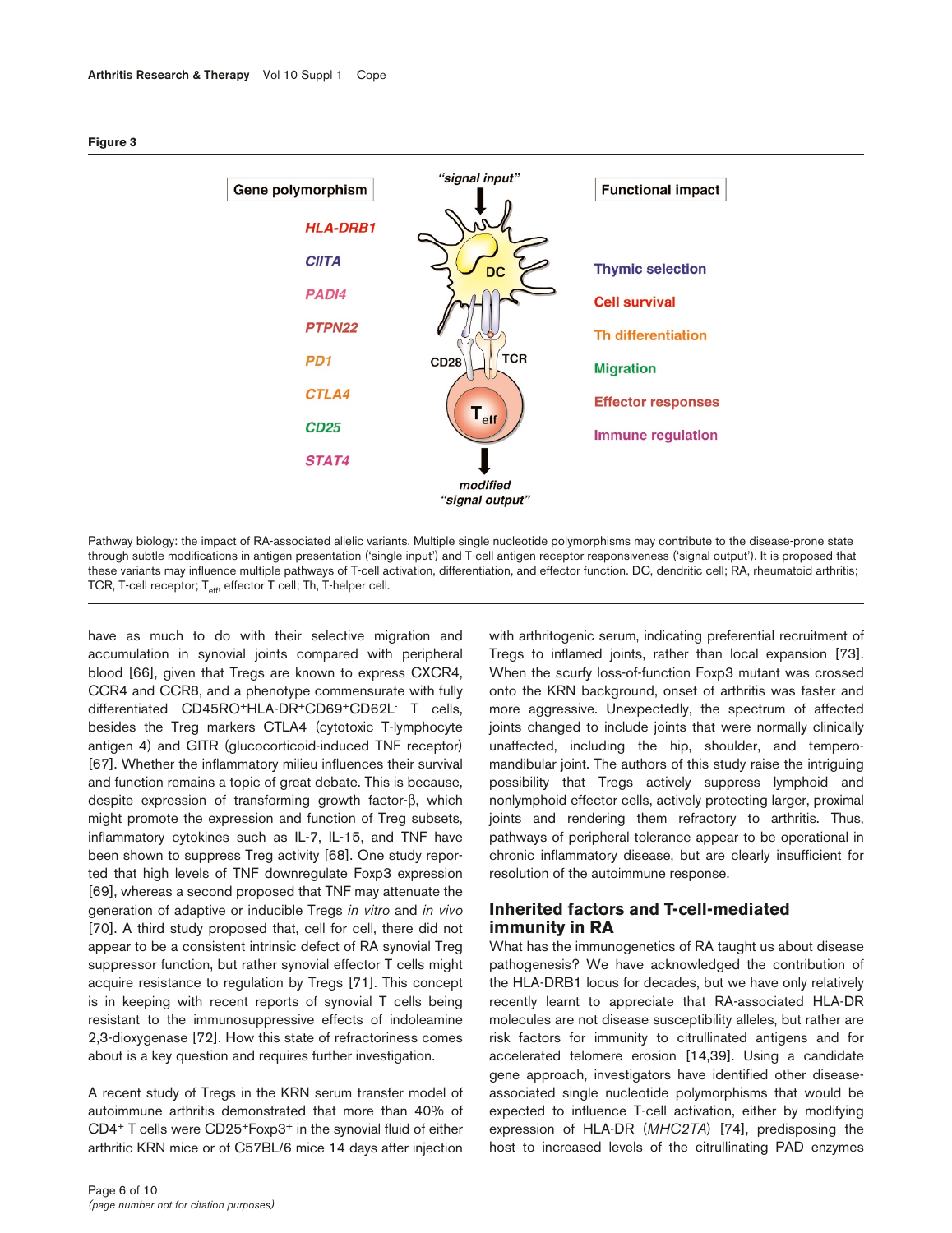**Figure 3**

Pathway biology: the impact of RA-associated allelic variants. Multiple single nucleotide polymorphisms may contribute to the disease-prone state through subtle modifications in antigen presentation ('single input') and T-cell antigen receptor responsiveness ('signal output'). It is proposed that these variants may influence multiple pathways of T-cell activation, differentiation, and effector function. DC, dendritic cell; RA, rheumatoid arthritis; TCR, T-cell receptor; $T_{eff}$, effector T cell; Th, T-helper cell.

have as much to do with their selective migration and accumulation in synovial joints compared with peripheral blood [66], given that Tregs are known to express CXCR4, CCR4 and CCR8, and a phenotype commensurate with fully differentiated CD45RO$^+$HLA-DR$^+$CD69$^+$CD62L$^-$ T cells, besides the Treg markers CTLA4 (cytotoxic T-lymphocyte antigen 4) and GITR (glucocorticoid-induced TNF receptor) [67]. Whether the inflammatory milieu influences their survival and function remains a topic of great debate. This is because, despite expression of transforming growth factor-β, which might promote the expression and function of Treg subsets, inflammatory cytokines such as IL-7, IL-15, and TNF have been shown to suppress Treg activity [68]. One study reported that high levels of TNF downregulate Foxp3 expression [69], whereas a second proposed that TNF may attenuate the generation of adaptive or inducible Tregs *in vitro* and *in vivo* [70]. A third study proposed that, cell for cell, there did not appear to be a consistent intrinsic defect of RA synovial Treg suppressor function, but rather synovial effector T cells might acquire resistance to regulation by Tregs [71]. This concept is in keeping with recent reports of synovial T cells being resistant to the immunosuppressive effects of indoleamine 2,3-dioxygenase [72]. How this state of refractoriness comes about is a key question and requires further investigation.

A recent study of Tregs in the KRN serum transfer model of autoimmune arthritis demonstrated that more than 40% of CD4$^+$ T cells were CD25$^+$Foxp3$^+$ in the synovial fluid of either arthritic KRN mice or of C57BL/6 mice 14 days after injection with arthritogenic serum, indicating preferential recruitment of Tregs to inflamed joints, rather than local expansion [73]. When the scurfy loss-of-function Foxp3 mutant was crossed onto the KRN background, onset of arthritis was faster and more aggressive. Unexpectedly, the spectrum of affected joints changed to include joints that were normally clinically unaffected, including the hip, shoulder, and temperomandibular joint. The authors of this study raise the intriguing possibility that Tregs actively suppress lymphoid and nonlymphoid effector cells, actively protecting larger, proximal joints and rendering them refractory to arthritis. Thus, pathways of peripheral tolerance appear to be operational in chronic inflammatory disease, but are clearly insufficient for resolution of the autoimmune response.

## Inherited factors and T-cell-mediated immunity in RA

What has the immunogenetics of RA taught us about disease pathogenesis? We have acknowledged the contribution of the HLA-DRB1 locus for decades, but we have only relatively recently learnt to appreciate that RA-associated HLA-DR molecules are not disease susceptibility alleles, but rather are risk factors for immunity to citrullinated antigens and for accelerated telomere erosion [14,39]. Using a candidate gene approach, investigators have identified other disease-associated single nucleotide polymorphisms that would be expected to influence T-cell activation, either by modifying expression of HLA-DR (*MHC2TA*) [74], predisposing the host to increased levels of the citrullinating PAD enzymes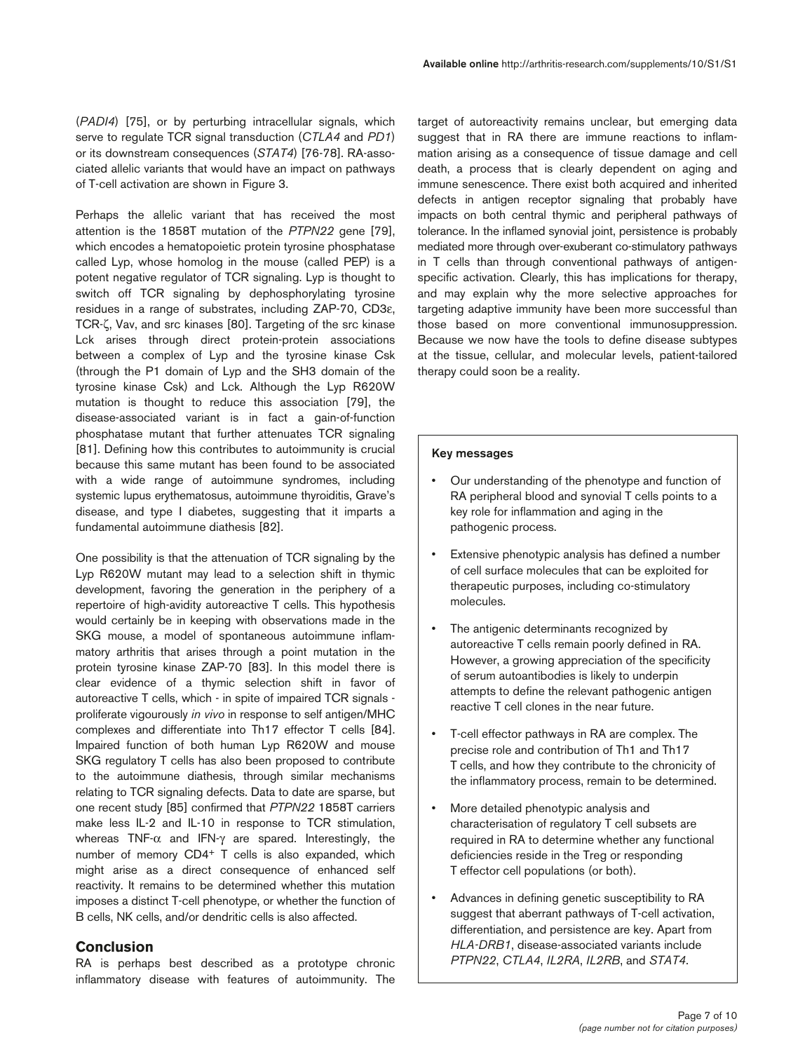(*PADI4*) [75], or by perturbing intracellular signals, which serve to regulate TCR signal transduction (*CTLA4* and *PD1*) or its downstream consequences (*STAT4*) [76-78]. RA-associated allelic variants that would have an impact on pathways of T-cell activation are shown in Figure 3.

Perhaps the allelic variant that has received the most attention is the 1858T mutation of the *PTPN22* gene [79], which encodes a hematopoietic protein tyrosine phosphatase called Lyp, whose homolog in the mouse (called PEP) is a potent negative regulator of TCR signaling. Lyp is thought to switch off TCR signaling by dephosphorylating tyrosine residues in a range of substrates, including ZAP-70, CD3ε, TCR-ζ, Vav, and src kinases [80]. Targeting of the src kinase Lck arises through direct protein-protein associations between a complex of Lyp and the tyrosine kinase Csk (through the P1 domain of Lyp and the SH3 domain of the tyrosine kinase Csk) and Lck. Although the Lyp R620W mutation is thought to reduce this association [79], the disease-associated variant is in fact a gain-of-function phosphatase mutant that further attenuates TCR signaling [81]. Defining how this contributes to autoimmunity is crucial because this same mutant has been found to be associated with a wide range of autoimmune syndromes, including systemic lupus erythematosus, autoimmune thyroiditis, Grave's disease, and type I diabetes, suggesting that it imparts a fundamental autoimmune diathesis [82].

One possibility is that the attenuation of TCR signaling by the Lyp R620W mutant may lead to a selection shift in thymic development, favoring the generation in the periphery of a repertoire of high-avidity autoreactive T cells. This hypothesis would certainly be in keeping with observations made in the SKG mouse, a model of spontaneous autoimmune inflammatory arthritis that arises through a point mutation in the protein tyrosine kinase ZAP-70 [83]. In this model there is clear evidence of a thymic selection shift in favor of autoreactive T cells, which - in spite of impaired TCR signals - proliferate vigourously *in vivo* in response to self antigen/MHC complexes and differentiate into Th17 effector T cells [84]. Impaired function of both human Lyp R620W and mouse SKG regulatory T cells has also been proposed to contribute to the autoimmune diathesis, through similar mechanisms relating to TCR signaling defects. Data to date are sparse, but one recent study [85] confirmed that *PTPN22* 1858T carriers make less IL-2 and IL-10 in response to TCR stimulation, whereas TNF-α and IFN-γ are spared. Interestingly, the number of memory $CD4^+$ T cells is also expanded, which might arise as a direct consequence of enhanced self reactivity. It remains to be determined whether this mutation imposes a distinct T-cell phenotype, or whether the function of B cells, NK cells, and/or dendritic cells is also affected.

## Conclusion

RA is perhaps best described as a prototype chronic inflammatory disease with features of autoimmunity. The target of autoreactivity remains unclear, but emerging data suggest that in RA there are immune reactions to inflammation arising as a consequence of tissue damage and cell death, a process that is clearly dependent on aging and immune senescence. There exist both acquired and inherited defects in antigen receptor signaling that probably have impacts on both central thymic and peripheral pathways of tolerance. In the inflamed synovial joint, persistence is probably mediated more through over-exuberant co-stimulatory pathways in T cells than through conventional pathways of antigen-specific activation. Clearly, this has implications for therapy, and may explain why the more selective approaches for targeting adaptive immunity have been more successful than those based on more conventional immunosuppression. Because we now have the tools to define disease subtypes at the tissue, cellular, and molecular levels, patient-tailored therapy could soon be a reality.

**Key messages**

- Our understanding of the phenotype and function of RA peripheral blood and synovial T cells points to a key role for inflammation and aging in the pathogenic process.
- Extensive phenotypic analysis has defined a number of cell surface molecules that can be exploited for therapeutic purposes, including co-stimulatory molecules.
- The antigenic determinants recognized by autoreactive T cells remain poorly defined in RA. However, a growing appreciation of the specificity of serum autoantibodies is likely to underpin attempts to define the relevant pathogenic antigen reactive T cell clones in the near future.
- T-cell effector pathways in RA are complex. The precise role and contribution of Th1 and Th17 T cells, and how they contribute to the chronicity of the inflammatory process, remain to be determined.
- More detailed phenotypic analysis and characterisation of regulatory T cell subsets are required in RA to determine whether any functional deficiencies reside in the Treg or responding T effector cell populations (or both).
- Advances in defining genetic susceptibility to RA suggest that aberrant pathways of T-cell activation, differentiation, and persistence are key. Apart from *HLA-DRB1*, disease-associated variants include *PTPN22*, *CTLA4*, *IL2RA*, *IL2RB*, and *STAT4*.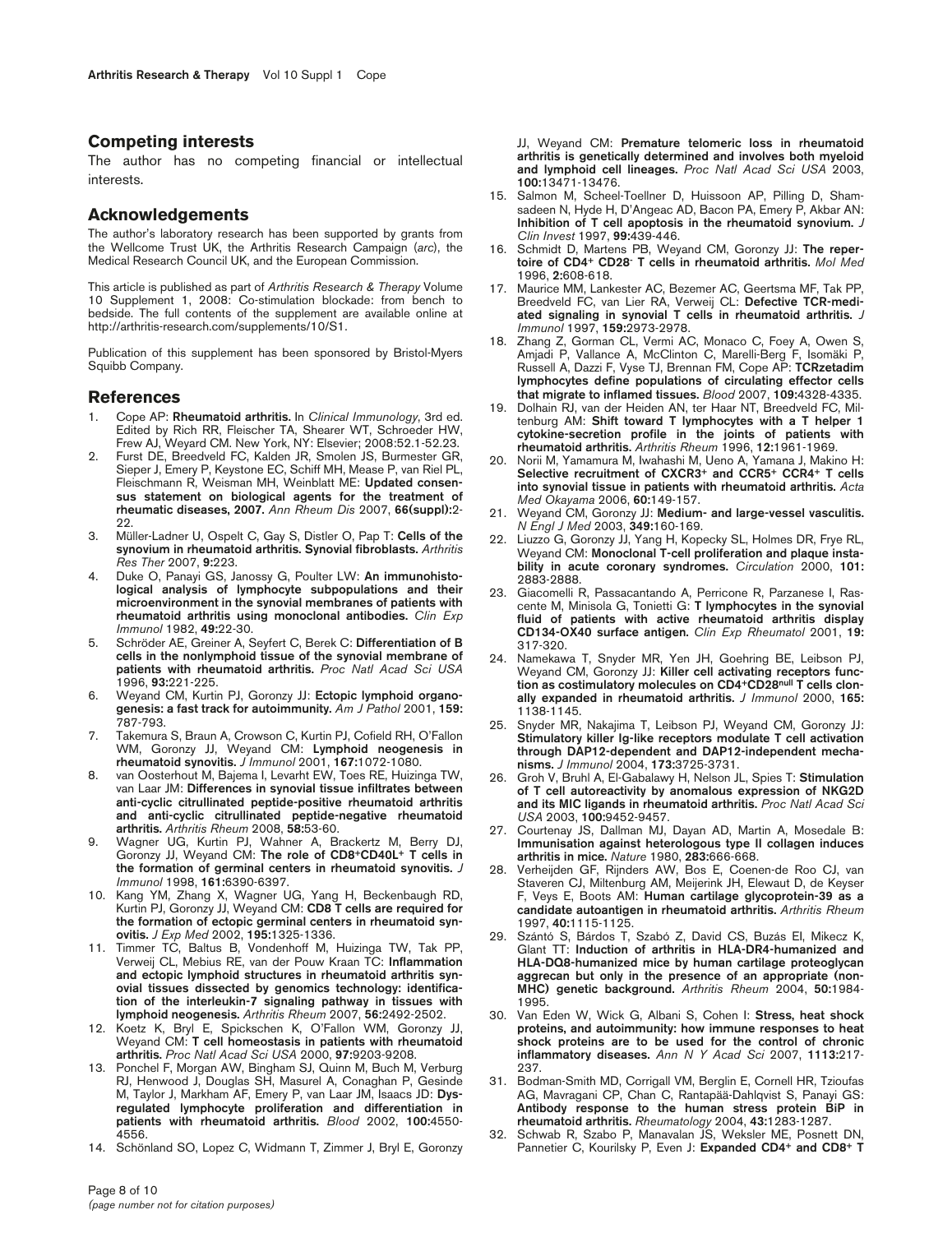## Competing interests

The author has no competing financial or intellectual interests.

## Acknowledgements

The author's laboratory research has been supported by grants from the Wellcome Trust UK, the Arthritis Research Campaign (*arc*), the Medical Research Council UK, and the European Commission.

This article is published as part of *Arthritis Research & Therapy* Volume 10 Supplement 1, 2008: Co-stimulation blockade: from bench to bedside. The full contents of the supplement are available online at http://arthritis-research.com/supplements/10/S1.

Publication of this supplement has been sponsored by Bristol-Myers Squibb Company.

## References

1. Cope AP: **Rheumatoid arthritis.** In *Clinical Immunology*, 3rd ed. Edited by Rich RR, Fleischer TA, Shearer WT, Schroeder HW, Frew AJ, Weyard CM. New York, NY: Elsevier; 2008:52.1-52.23.
2. Furst DE, Breedveld FC, Kalden JR, Smolen JS, Burmester GR, Sieper J, Emery P, Keystone EC, Schiff MH, Mease P, van Riel PL, Fleischmann R, Weisman MH, Weinblatt ME: **Updated consensus statement on biological agents for the treatment of rheumatic diseases, 2007.** *Ann Rheum Dis* 2007, **66(suppl)**:2-22.
3. Müller-Ladner U, Ospelt C, Gay S, Distler O, Pap T: **Cells of the synovium in rheumatoid arthritis. Synovial fibroblasts.** *Arthritis Res Ther* 2007, **9**:223.
4. Duke O, Panayi GS, Janossy G, Poulter LW: **An immunohistological analysis of lymphocyte subpopulations and their microenvironment in the synovial membranes of patients with rheumatoid arthritis using monoclonal antibodies.** *Clin Exp Immunol* 1982, **49**:22-30.
5. Schröder AE, Greiner A, Seyfert C, Berek C: **Differentiation of B cells in the nonlymphoid tissue of the synovial membrane of patients with rheumatoid arthritis.** *Proc Natl Acad Sci USA* 1996, **93**:221-225.
6. Weyand CM, Kurtin PJ, Goronzy JJ: **Ectopic lymphoid organogenesis: a fast track for autoimmunity.** *Am J Pathol* 2001, **159**: 787-793.
7. Takemura S, Braun A, Crowson C, Kurtin PJ, Cofield RH, O'Fallon WM, Goronzy JJ, Weyand CM: **Lymphoid neogenesis in rheumatoid synovitis.** *J Immunol* 2001, **167**:1072-1080.
8. van Oosterhout M, Bajema I, Levarht EW, Toes RE, Huizinga TW, van Laar JM: **Differences in synovial tissue infiltrates between anti-cyclic citrullinated peptide-positive rheumatoid arthritis and anti-cyclic citrullinated peptide-negative rheumatoid arthritis.** *Arthritis Rheum* 2008, **58**:53-60.
9. Wagner UG, Kurtin PJ, Wahner A, Brackertz M, Berry DJ, Goronzy JJ, Weyand CM: **The role of CD8+CD40L+ T cells in the formation of germinal centers in rheumatoid synovitis.** *J Immunol* 1998, **161**:6390-6397.
10. Kang YM, Zhang X, Wagner UG, Yang H, Beckenbaugh RD, Kurtin PJ, Goronzy JJ, Weyand CM: **CD8 T cells are required for the formation of ectopic germinal centers in rheumatoid synovitis.** *J Exp Med* 2002, **195**:1325-1336.
11. Timmer TC, Baltus B, Vondenhoff M, Huizinga TW, Tak PP, Verweij CL, Mebius RE, van der Pouw Kraan TC: **Inflammation and ectopic lymphoid structures in rheumatoid arthritis synovial tissues dissected by genomics technology: identification of the interleukin-7 signaling pathway in tissues with lymphoid neogenesis.** *Arthritis Rheum* 2007, **56**:2492-2502.
12. Koetz K, Bryl E, Spickschen K, O'Fallon WM, Goronzy JJ, Weyand CM: **T cell homeostasis in patients with rheumatoid arthritis.** *Proc Natl Acad Sci USA* 2000, **97**:9203-9208.
13. Ponchel F, Morgan AW, Bingham SJ, Quinn M, Buch M, Verburg RJ, Henwood J, Douglas SH, Masurel A, Conaghan P, Gesinde M, Taylor J, Markham AF, Emery P, van Laar JM, Isaacs JD: **Dysregulated lymphocyte proliferation and differentiation in patients with rheumatoid arthritis.** *Blood* 2002, **100**:4550-4556.
14. Schönland SO, Lopez C, Widmann T, Zimmer J, Bryl E, Goronzy JJ, Weyand CM: **Premature telomeric loss in rheumatoid arthritis is genetically determined and involves both myeloid and lymphoid cell lineages.** *Proc Natl Acad Sci USA* 2003, **100**:13471-13476.
15. Salmon M, Scheel-Toellner D, Huissoon AP, Pilling D, Shamsadeen N, Hyde H, D'Angeac AD, Bacon PA, Emery P, Akbar AN: **Inhibition of T cell apoptosis in the rheumatoid synovium.** *J Clin Invest* 1997, **99**:439-446.
16. Schmidt D, Martens PB, Weyand CM, Goronzy JJ: **The repertoire of CD4+ CD28- T cells in rheumatoid arthritis.** *Mol Med* 1996, **2**:608-618.
17. Maurice MM, Lankester AC, Bezemer AC, Geertsma MF, Tak PP, Breedveld FC, van Lier RA, Verweij CL: **Defective TCR-mediated signaling in synovial T cells in rheumatoid arthritis.** *J Immunol* 1997, **159**:2973-2978.
18. Zhang Z, Gorman CL, Vermi AC, Monaco C, Foey A, Owen S, Amjadi P, Vallance A, McClinton C, Marelli-Berg F, Isomäki P, Russell A, Dazzi F, Vyse TJ, Brennan FM, Cope AP: **TCRzetadim lymphocytes define populations of circulating effector cells that migrate to inflamed tissues.** *Blood* 2007, **109**:4328-4335.
19. Dolhain RJ, van der Heiden AN, ter Haar NT, Breedveld FC, Miltenburg AM: **Shift toward T lymphocytes with a T helper 1 cytokine-secretion profile in the joints of patients with rheumatoid arthritis.** *Arthritis Rheum* 1996, **12**:1961-1969.
20. Norii M, Yamamura M, Iwahashi M, Ueno A, Yamana J, Makino H: **Selective recruitment of CXCR3+ and CCR5+ CCR4+ T cells into synovial tissue in patients with rheumatoid arthritis.** *Acta Med Okayama* 2006, **60**:149-157.
21. Weyand CM, Goronzy JJ: **Medium- and large-vessel vasculitis.** *N Engl J Med* 2003, **349**:160-169.
22. Liuzzo G, Goronzy JJ, Yang H, Kopecky SL, Holmes DR, Frye RL, Weyand CM: **Monoclonal T-cell proliferation and plaque instability in acute coronary syndromes.** *Circulation* 2000, **101**: 2883-2888.
23. Giacomelli R, Passacantando A, Perricone R, Parzanese I, Rascente M, Minisola G, Tonietti G: **T lymphocytes in the synovial fluid of patients with active rheumatoid arthritis display CD134-OX40 surface antigen.** *Clin Exp Rheumatol* 2001, **19**: 317-320.
24. Namekawa T, Snyder MR, Yen JH, Goehring BE, Leibson PJ, Weyand CM, Goronzy JJ: **Killer cell activating receptors function as costimulatory molecules on CD4+CD28null T cells clonally expanded in rheumatoid arthritis.** *J Immunol* 2000, **165**: 1138-1145.
25. Snyder MR, Nakajima T, Leibson PJ, Weyand CM, Goronzy JJ: **Stimulatory killer Ig-like receptors modulate T cell activation through DAP12-dependent and DAP12-independent mechanisms.** *J Immunol* 2004, **173**:3725-3731.
26. Groh V, Bruhl A, El-Gabalawy H, Nelson JL, Spies T: **Stimulation of T cell autoreactivity by anomalous expression of NKG2D and its MIC ligands in rheumatoid arthritis.** *Proc Natl Acad Sci USA* 2003, **100**:9452-9457.
27. Courtenay JS, Dallman MJ, Dayan AD, Martin A, Mosedale B: **Immunisation against heterologous type II collagen induces arthritis in mice.** *Nature* 1980, **283**:666-668.
28. Verheijden GF, Rijnders AW, Bos E, Coenen-de Roo CJ, van Staveren CJ, Miltenburg AM, Meijerink JH, Elewaut D, de Keyser F, Veys E, Boots AM: **Human cartilage glycoprotein-39 as a candidate autoantigen in rheumatoid arthritis.** *Arthritis Rheum* 1997, **40**:1115-1125.
29. Szántó S, Bárdos T, Szabó Z, David CS, Buzás EI, Mikecz K, Glant TT: **Induction of arthritis in HLA-DR4-humanized and HLA-DQ8-humanized mice by human cartilage proteoglycan aggrecan but only in the presence of an appropriate (non-MHC) genetic background.** *Arthritis Rheum* 2004, **50**:1984-1995.
30. Van Eden W, Wick G, Albani S, Cohen I: **Stress, heat shock proteins, and autoimmunity: how immune responses to heat shock proteins are to be used for the control of chronic inflammatory diseases.** *Ann N Y Acad Sci* 2007, **1113**:217-237.
31. Bodman-Smith MD, Corrigall VM, Berglin E, Cornell HR, Tzioufas AG, Mavragani CP, Chan C, Rantapää-Dahlqvist S, Panayi GS: **Antibody response to the human stress protein BiP in rheumatoid arthritis.** *Rheumatology* 2004, **43**:1283-1287.
32. Schwab R, Szabo P, Manavalan JS, Weksler ME, Posnett DN, Pannetier C, Kourilsky P, Even J: **Expanded CD4+ and CD8+ T**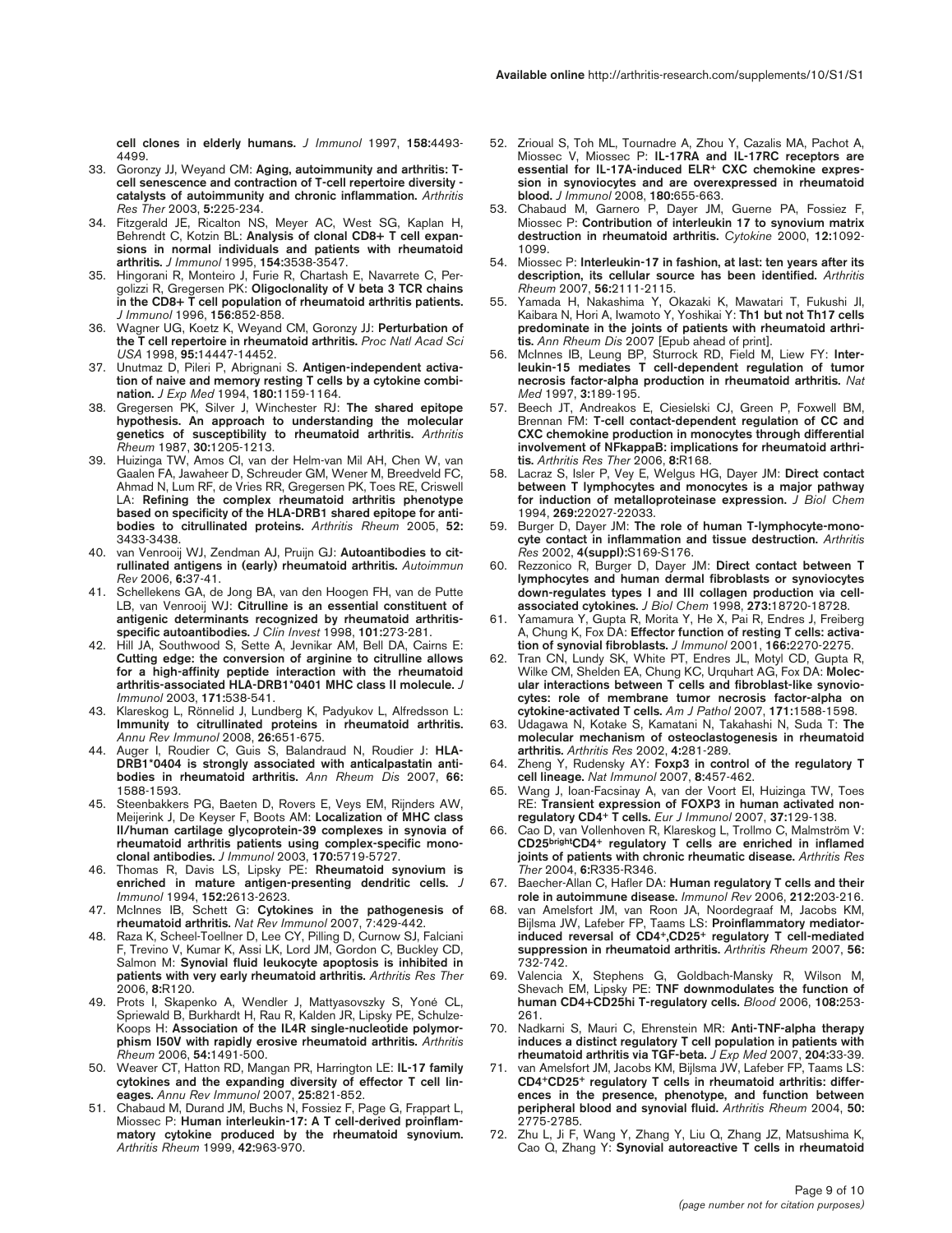cell clones in elderly humans. *J Immunol* 1997, **158:**4493-4499.

33. Goronzy JJ, Weyand CM: **Aging, autoimmunity and arthritis: T-cell senescence and contraction of T-cell repertoire diversity - catalysts of autoimmunity and chronic inflammation.** *Arthritis Res Ther* 2003, **5:**225-234.
34. Fitzgerald JE, Ricalton NS, Meyer AC, West SG, Kaplan H, Behrendt C, Kotzin BL: **Analysis of clonal CD8+ T cell expansions in normal individuals and patients with rheumatoid arthritis.** *J Immunol* 1995, **154:**3538-3547.
35. Hingorani R, Monteiro J, Furie R, Chartash E, Navarrete C, Pergolizzi R, Gregersen PK: **Oligoclonality of V beta 3 TCR chains in the CD8+ T cell population of rheumatoid arthritis patients.** *J Immunol* 1996, **156:**852-858.
36. Wagner UG, Koetz K, Weyand CM, Goronzy JJ: **Perturbation of the T cell repertoire in rheumatoid arthritis.** *Proc Natl Acad Sci USA* 1998, **95:**14447-14452.
37. Unutmaz D, Pileri P, Abrignani S. **Antigen-independent activation of naive and memory resting T cells by a cytokine combination.** *J Exp Med* 1994, **180:**1159-1164.
38. Gregersen PK, Silver J, Winchester RJ: **The shared epitope hypothesis. An approach to understanding the molecular genetics of susceptibility to rheumatoid arthritis.** *Arthritis Rheum* 1987, **30:**1205-1213.
39. Huizinga TW, Amos CI, van der Helm-van Mil AH, Chen W, van Gaalen FA, Jawaheer D, Schreuder GM, Wener M, Breedveld FC, Ahmad N, Lum RF, de Vries RR, Gregersen PK, Toes RE, Criswell LA: **Refining the complex rheumatoid arthritis phenotype based on specificity of the HLA-DRB1 shared epitope for antibodies to citrullinated proteins.** *Arthritis Rheum* 2005, **52:**3433-3438.
40. van Venrooij WJ, Zendman AJ, Pruijn GJ: **Autoantibodies to citrullinated antigens in (early) rheumatoid arthritis.** *Autoimmun Rev* 2006, **6:**37-41.
41. Schellekens GA, de Jong BA, van den Hoogen FH, van de Putte LB, van Venrooij WJ: **Citrulline is an essential constituent of antigenic determinants recognized by rheumatoid arthritis-specific autoantibodies.** *J Clin Invest* 1998, **101:**273-281.
42. Hill JA, Southwood S, Sette A, Jevnikar AM, Bell DA, Cairns E: **Cutting edge: the conversion of arginine to citrulline allows for a high-affinity peptide interaction with the rheumatoid arthritis-associated HLA-DRB1*0401 MHC class II molecule.** *J Immunol* 2003, **171:**538-541.
43. Klareskog L, Rönnelid J, Lundberg K, Padyukov L, Alfredsson L: **Immunity to citrullinated proteins in rheumatoid arthritis.** *Annu Rev Immunol* 2008, **26:**651-675.
44. Auger I, Roudier C, Guis S, Balandraud N, Roudier J: **HLA-DRB1*0404 is strongly associated with anticalpastatin antibodies in rheumatoid arthritis.** *Ann Rheum Dis* 2007, **66:**1588-1593.
45. Steenbakkers PG, Baeten D, Rovers E, Veys EM, Rijnders AW, Meijerink J, De Keyser F, Boots AM: **Localization of MHC class II/human cartilage glycoprotein-39 complexes in synovia of rheumatoid arthritis patients using complex-specific monoclonal antibodies.** *J Immunol* 2003, **170:**5719-5727.
46. Thomas R, Davis LS, Lipsky PE: **Rheumatoid synovium is enriched in mature antigen-presenting dendritic cells.** *J Immunol* 1994, **152:**2613-2623.
47. McInnes IB, Schett G: **Cytokines in the pathogenesis of rheumatoid arthritis.** *Nat Rev Immunol* 2007, 7:429-442.
48. Raza K, Scheel-Toellner D, Lee CY, Pilling D, Curnow SJ, Falciani F, Trevino V, Kumar K, Assi LK, Lord JM, Gordon C, Buckley CD, Salmon M: **Synovial fluid leukocyte apoptosis is inhibited in patients with very early rheumatoid arthritis.** *Arthritis Res Ther* 2006, **8:**R120.
49. Prots I, Skapenko A, Wendler J, Mattyasovszky S, Yoné CL, Spriewald B, Burkhardt H, Rau R, Kalden JR, Lipsky PE, Schulze-Koops H: **Association of the IL4R single-nucleotide polymorphism I50V with rapidly erosive rheumatoid arthritis.** *Arthritis Rheum* 2006, **54:**1491-500.
50. Weaver CT, Hatton RD, Mangan PR, Harrington LE: **IL-17 family cytokines and the expanding diversity of effector T cell lineages.** *Annu Rev Immunol* 2007, **25:**821-852.
51. Chabaud M, Durand JM, Buchs N, Fossiez F, Page G, Frappart L, Miossec P: **Human interleukin-17: A T cell-derived proinflammatory cytokine produced by the rheumatoid synovium.** *Arthritis Rheum* 1999, **42:**963-970.
52. Zrioual S, Toh ML, Tournadre A, Zhou Y, Cazalis MA, Pachot A, Miossec V, Miossec P: **IL-17RA and IL-17RC receptors are essential for IL-17A-induced ELR+ CXC chemokine expression in synoviocytes and are overexpressed in rheumatoid blood.** *J Immunol* 2008, **180:**655-663.
53. Chabaud M, Garnero P, Dayer JM, Guerne PA, Fossiez F, Miossec P: **Contribution of interleukin 17 to synovium matrix destruction in rheumatoid arthritis.** *Cytokine* 2000, **12:**1092-1099.
54. Miossec P: **Interleukin-17 in fashion, at last: ten years after its description, its cellular source has been identified.** *Arthritis Rheum* 2007, **56:**2111-2115.
55. Yamada H, Nakashima Y, Okazaki K, Mawatari T, Fukushi JI, Kaibara N, Hori A, Iwamoto Y, Yoshikai Y: **Th1 but not Th17 cells predominate in the joints of patients with rheumatoid arthritis.** *Ann Rheum Dis* 2007 [Epub ahead of print].
56. McInnes IB, Leung BP, Sturrock RD, Field M, Liew FY: **Interleukin-15 mediates T cell-dependent regulation of tumor necrosis factor-alpha production in rheumatoid arthritis.** *Nat Med* 1997, **3:**189-195.
57. Beech JT, Andreakos E, Ciesielski CJ, Green P, Foxwell BM, Brennan FM: **T-cell contact-dependent regulation of CC and CXC chemokine production in monocytes through differential involvement of NFkappaB: implications for rheumatoid arthritis.** *Arthritis Res Ther* 2006, **8:**R168.
58. Lacraz S, Isler P, Vey E, Welgus HG, Dayer JM: **Direct contact between T lymphocytes and monocytes is a major pathway for induction of metalloproteinase expression.** *J Biol Chem* 1994, **269:**22027-22033.
59. Burger D, Dayer JM: **The role of human T-lymphocyte-monocyte contact in inflammation and tissue destruction.** *Arthritis Res* 2002, **4(suppl):**S169-S176.
60. Rezzonico R, Burger D, Dayer JM: **Direct contact between T lymphocytes and human dermal fibroblasts or synoviocytes down-regulates types I and III collagen production via cell-associated cytokines.** *J Biol Chem* 1998, **273:**18720-18728.
61. Yamamura Y, Gupta R, Morita Y, He X, Pai R, Endres J, Freiberg A, Chung K, Fox DA: **Effector function of resting T cells: activation of synovial fibroblasts.** *J Immunol* 2001, **166:**2270-2275.
62. Tran CN, Lundy SK, White PT, Endres JL, Motyl CD, Gupta R, Wilke CM, Shelden EA, Chung KC, Urquhart AG, Fox DA: **Molecular interactions between T cells and fibroblast-like synoviocytes: role of membrane tumor necrosis factor-alpha on cytokine-activated T cells.** *Am J Pathol* 2007, **171:**1588-1598.
63. Udagawa N, Kotake S, Kamatani N, Takahashi N, Suda T: **The molecular mechanism of osteoclastogenesis in rheumatoid arthritis.** *Arthritis Res* 2002, **4:**281-289.
64. Zheng Y, Rudensky AY: **Foxp3 in control of the regulatory T cell lineage.** *Nat Immunol* 2007, **8:**457-462.
65. Wang J, Ioan-Facsinay A, van der Voort EI, Huizinga TW, Toes RE: **Transient expression of FOXP3 in human activated non-regulatory CD4+ T cells.** *Eur J Immunol* 2007, **37:**129-138.
66. Cao D, van Vollenhoven R, Klareskog L, Trollmo C, Malmström V: **CD25brightCD4+ regulatory T cells are enriched in inflamed joints of patients with chronic rheumatic disease.** *Arthritis Res Ther* 2004, **6:**R335-R346.
67. Baecher-Allan C, Hafler DA: **Human regulatory T cells and their role in autoimmune disease.** *Immunol Rev* 2006, **212:**203-216.
68. van Amelsfort JM, van Roon JA, Noordegraaf M, Jacobs KM, Bijlsma JW, Lafeber FP, Taams LS: **Proinflammatory mediator-induced reversal of CD4+,CD25+ regulatory T cell-mediated suppression in rheumatoid arthritis.** *Arthritis Rheum* 2007, **56:**732-742.
69. Valencia X, Stephens G, Goldbach-Mansky R, Wilson M, Shevach EM, Lipsky PE: **TNF downmodulates the function of human CD4+CD25hi T-regulatory cells.** *Blood* 2006, **108:**253-261.
70. Nadkarni S, Mauri C, Ehrenstein MR: **Anti-TNF-alpha therapy induces a distinct regulatory T cell population in patients with rheumatoid arthritis via TGF-beta.** *J Exp Med* 2007, **204:**33-39.
71. van Amelsfort JM, Jacobs KM, Bijlsma JW, Lafeber FP, Taams LS: **CD4+CD25+ regulatory T cells in rheumatoid arthritis: differences in the presence, phenotype, and function between peripheral blood and synovial fluid.** *Arthritis Rheum* 2004, **50:**2775-2785.
72. Zhu L, Ji F, Wang Y, Zhang Y, Liu Q, Zhang JZ, Matsushima K, Cao Q, Zhang Y: **Synovial autoreactive T cells in rheumatoid**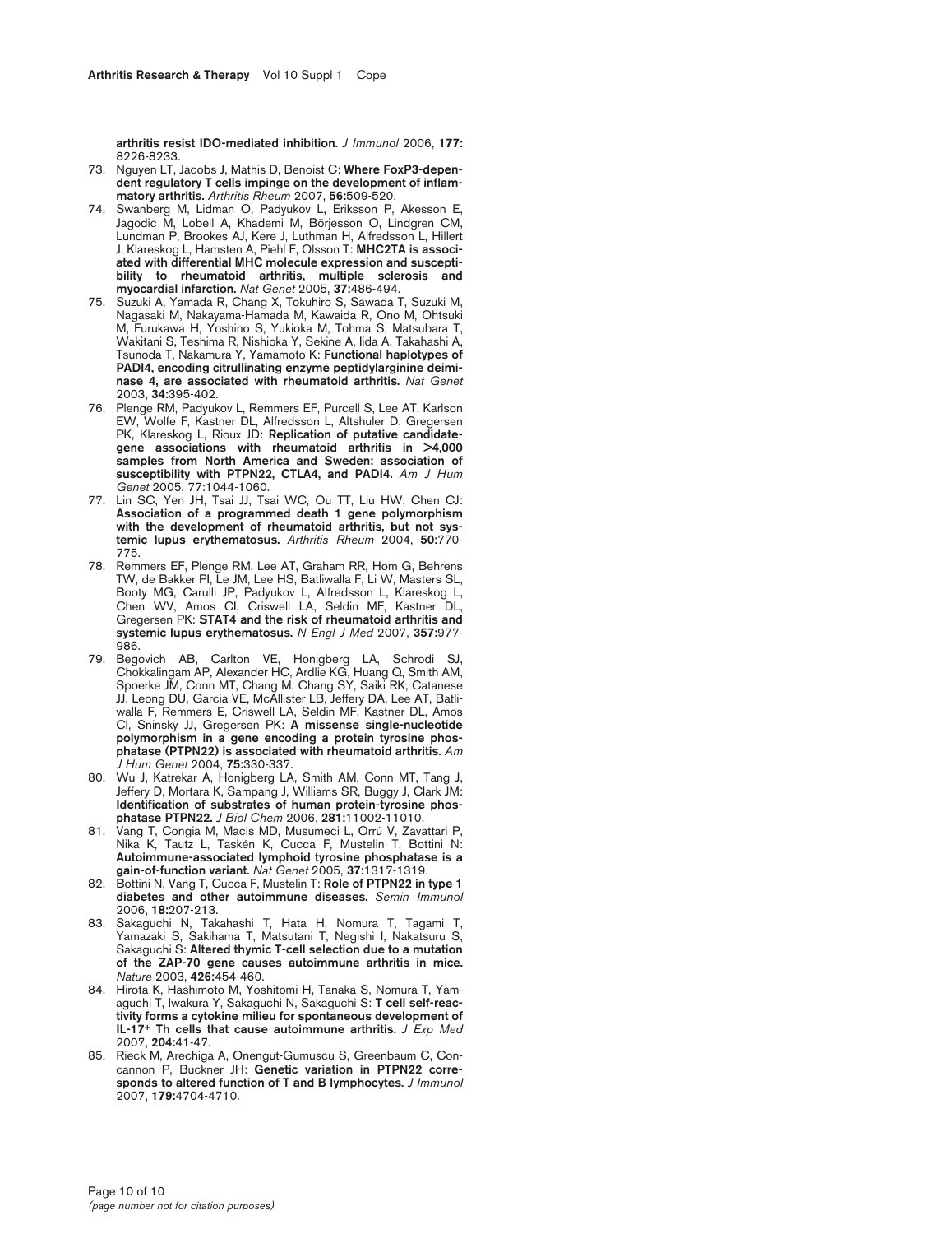**arthritis resist IDO-mediated inhibition.** *J Immunol* 2006, **177:** 8226-8233.

73. Nguyen LT, Jacobs J, Mathis D, Benoist C: **Where FoxP3-dependent regulatory T cells impinge on the development of inflammatory arthritis.** *Arthritis Rheum* 2007, **56:**509-520.
74. Swanberg M, Lidman O, Padyukov L, Eriksson P, Akesson E, Jagodic M, Lobell A, Khademi M, Börjesson O, Lindgren CM, Lundman P, Brookes AJ, Kere J, Luthman H, Alfredsson L, Hillert J, Klareskog L, Hamsten A, Piehl F, Olsson T: **MHC2TA is associated with differential MHC molecule expression and susceptibility to rheumatoid arthritis, multiple sclerosis and myocardial infarction.** *Nat Genet* 2005, **37:**486-494.
75. Suzuki A, Yamada R, Chang X, Tokuhiro S, Sawada T, Suzuki M, Nagasaki M, Nakayama-Hamada M, Kawaida R, Ono M, Ohtsuki M, Furukawa H, Yoshino S, Yukioka M, Tohma S, Matsubara T, Wakitani S, Teshima R, Nishioka Y, Sekine A, Iida A, Takahashi A, Tsunoda T, Nakamura Y, Yamamoto K: **Functional haplotypes of PADI4, encoding citrullinating enzyme peptidylarginine deiminase 4, are associated with rheumatoid arthritis.** *Nat Genet* 2003, **34:**395-402.
76. Plenge RM, Padyukov L, Remmers EF, Purcell S, Lee AT, Karlson EW, Wolfe F, Kastner DL, Alfredsson L, Altshuler D, Gregersen PK, Klareskog L, Rioux JD: **Replication of putative candidate-gene associations with rheumatoid arthritis in >4,000 samples from North America and Sweden: association of susceptibility with PTPN22, CTLA4, and PADI4.** *Am J Hum Genet* 2005, 77:1044-1060.
77. Lin SC, Yen JH, Tsai JJ, Tsai WC, Ou TT, Liu HW, Chen CJ: **Association of a programmed death 1 gene polymorphism with the development of rheumatoid arthritis, but not systemic lupus erythematosus.** *Arthritis Rheum* 2004, **50:**770-775.
78. Remmers EF, Plenge RM, Lee AT, Graham RR, Hom G, Behrens TW, de Bakker PI, Le JM, Lee HS, Batliwalla F, Li W, Masters SL, Booty MG, Carulli JP, Padyukov L, Alfredsson L, Klareskog L, Chen WV, Amos CI, Criswell LA, Seldin MF, Kastner DL, Gregersen PK: **STAT4 and the risk of rheumatoid arthritis and systemic lupus erythematosus.** *N Engl J Med* 2007, **357:**977-986.
79. Begovich AB, Carlton VE, Honigberg LA, Schrodi SJ, Chokkalingam AP, Alexander HC, Ardlie KG, Huang Q, Smith AM, Spoerke JM, Conn MT, Chang M, Chang SY, Saiki RK, Catanese JJ, Leong DU, Garcia VE, McAllister LB, Jeffery DA, Lee AT, Batliwalla F, Remmers E, Criswell LA, Seldin MF, Kastner DL, Amos CI, Sninsky JJ, Gregersen PK: **A missense single-nucleotide polymorphism in a gene encoding a protein tyrosine phosphatase (PTPN22) is associated with rheumatoid arthritis.** *Am J Hum Genet* 2004, **75:**330-337.
80. Wu J, Katrekar A, Honigberg LA, Smith AM, Conn MT, Tang J, Jeffery D, Mortara K, Sampang J, Williams SR, Buggy J, Clark JM: **Identification of substrates of human protein-tyrosine phosphatase PTPN22.** *J Biol Chem* 2006, **281:**11002-11010.
81. Vang T, Congia M, Macis MD, Musumeci L, Orrú V, Zavattari P, Nika K, Tautz L, Taskén K, Cucca F, Mustelin T, Bottini N: **Autoimmune-associated lymphoid tyrosine phosphatase is a gain-of-function variant.** *Nat Genet* 2005, **37:**1317-1319.
82. Bottini N, Vang T, Cucca F, Mustelin T: **Role of PTPN22 in type 1 diabetes and other autoimmune diseases.** *Semin Immunol* 2006, **18:**207-213.
83. Sakaguchi N, Takahashi T, Hata H, Nomura T, Tagami T, Yamazaki S, Sakihama T, Matsutani T, Negishi I, Nakatsuru S, Sakaguchi S: **Altered thymic T-cell selection due to a mutation of the ZAP-70 gene causes autoimmune arthritis in mice.** *Nature* 2003, **426:**454-460.
84. Hirota K, Hashimoto M, Yoshitomi H, Tanaka S, Nomura T, Yamaguchi T, Iwakura Y, Sakaguchi N, Sakaguchi S: **T cell self-reactivity forms a cytokine milieu for spontaneous development of IL-17+ Th cells that cause autoimmune arthritis.** *J Exp Med* 2007, **204:**41-47.
85. Rieck M, Arechiga A, Onengut-Gumuscu S, Greenbaum C, Concannon P, Buckner JH: **Genetic variation in PTPN22 corresponds to altered function of T and B lymphocytes.** *J Immunol* 2007, **179:**4704-4710.